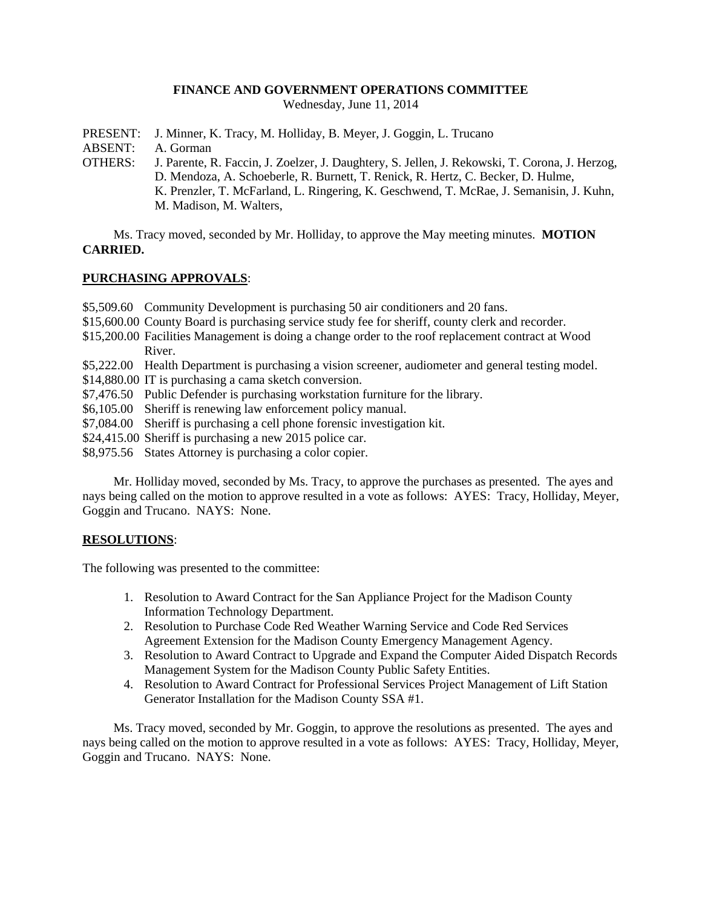**FINANCE AND GOVERNMENT OPERATIONS COMMITTEE**
Wednesday, June 11, 2014

PRESENT: J. Minner, K. Tracy, M. Holliday, B. Meyer, J. Goggin, L. Trucano
ABSENT: A. Gorman
OTHERS: J. Parente, R. Faccin, J. Zoelzer, J. Daughtery, S. Jellen, J. Rekowski, T. Corona, J. Herzog, D. Mendoza, A. Schoeberle, R. Burnett, T. Renick, R. Hertz, C. Becker, D. Hulme, K. Prenzler, T. McFarland, L. Ringering, K. Geschwend, T. McRae, J. Semanisin, J. Kuhn, M. Madison, M. Walters,

Ms. Tracy moved, seconded by Mr. Holliday, to approve the May meeting minutes. **MOTION CARRIED.**

**PURCHASING APPROVALS**:

$5,509.60 Community Development is purchasing 50 air conditioners and 20 fans.
$15,600.00 County Board is purchasing service study fee for sheriff, county clerk and recorder.
$15,200.00 Facilities Management is doing a change order to the roof replacement contract at Wood River.
$5,222.00 Health Department is purchasing a vision screener, audiometer and general testing model.
$14,880.00 IT is purchasing a cama sketch conversion.
$7,476.50 Public Defender is purchasing workstation furniture for the library.
$6,105.00 Sheriff is renewing law enforcement policy manual.
$7,084.00 Sheriff is purchasing a cell phone forensic investigation kit.
$24,415.00 Sheriff is purchasing a new 2015 police car.
$8,975.56 States Attorney is purchasing a color copier.

Mr. Holliday moved, seconded by Ms. Tracy, to approve the purchases as presented. The ayes and nays being called on the motion to approve resulted in a vote as follows: AYES: Tracy, Holliday, Meyer, Goggin and Trucano. NAYS: None.

**RESOLUTIONS**:

The following was presented to the committee:

1. Resolution to Award Contract for the San Appliance Project for the Madison County Information Technology Department.
2. Resolution to Purchase Code Red Weather Warning Service and Code Red Services Agreement Extension for the Madison County Emergency Management Agency.
3. Resolution to Award Contract to Upgrade and Expand the Computer Aided Dispatch Records Management System for the Madison County Public Safety Entities.
4. Resolution to Award Contract for Professional Services Project Management of Lift Station Generator Installation for the Madison County SSA #1.

Ms. Tracy moved, seconded by Mr. Goggin, to approve the resolutions as presented. The ayes and nays being called on the motion to approve resulted in a vote as follows: AYES: Tracy, Holliday, Meyer, Goggin and Trucano. NAYS: None.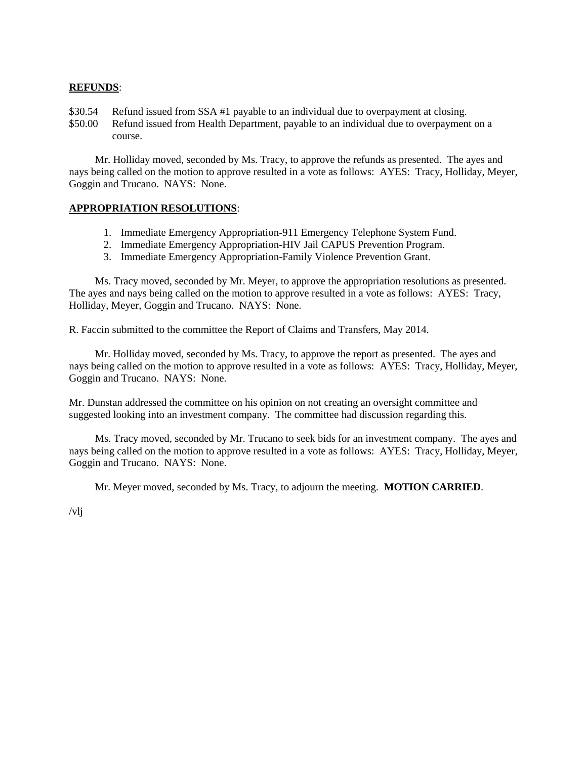**REFUNDS**:

\$30.54 Refund issued from SSA #1 payable to an individual due to overpayment at closing.
\$50.00 Refund issued from Health Department, payable to an individual due to overpayment on a course.

Mr. Holliday moved, seconded by Ms. Tracy, to approve the refunds as presented. The ayes and nays being called on the motion to approve resulted in a vote as follows: AYES: Tracy, Holliday, Meyer, Goggin and Trucano. NAYS: None.

**APPROPRIATION RESOLUTIONS**:

1. Immediate Emergency Appropriation-911 Emergency Telephone System Fund.
2. Immediate Emergency Appropriation-HIV Jail CAPUS Prevention Program.
3. Immediate Emergency Appropriation-Family Violence Prevention Grant.

Ms. Tracy moved, seconded by Mr. Meyer, to approve the appropriation resolutions as presented. The ayes and nays being called on the motion to approve resulted in a vote as follows: AYES: Tracy, Holliday, Meyer, Goggin and Trucano. NAYS: None.

R. Faccin submitted to the committee the Report of Claims and Transfers, May 2014.

Mr. Holliday moved, seconded by Ms. Tracy, to approve the report as presented. The ayes and nays being called on the motion to approve resulted in a vote as follows: AYES: Tracy, Holliday, Meyer, Goggin and Trucano. NAYS: None.

Mr. Dunstan addressed the committee on his opinion on not creating an oversight committee and suggested looking into an investment company. The committee had discussion regarding this.

Ms. Tracy moved, seconded by Mr. Trucano to seek bids for an investment company. The ayes and nays being called on the motion to approve resulted in a vote as follows: AYES: Tracy, Holliday, Meyer, Goggin and Trucano. NAYS: None.

Mr. Meyer moved, seconded by Ms. Tracy, to adjourn the meeting. **MOTION CARRIED**.

/vlj